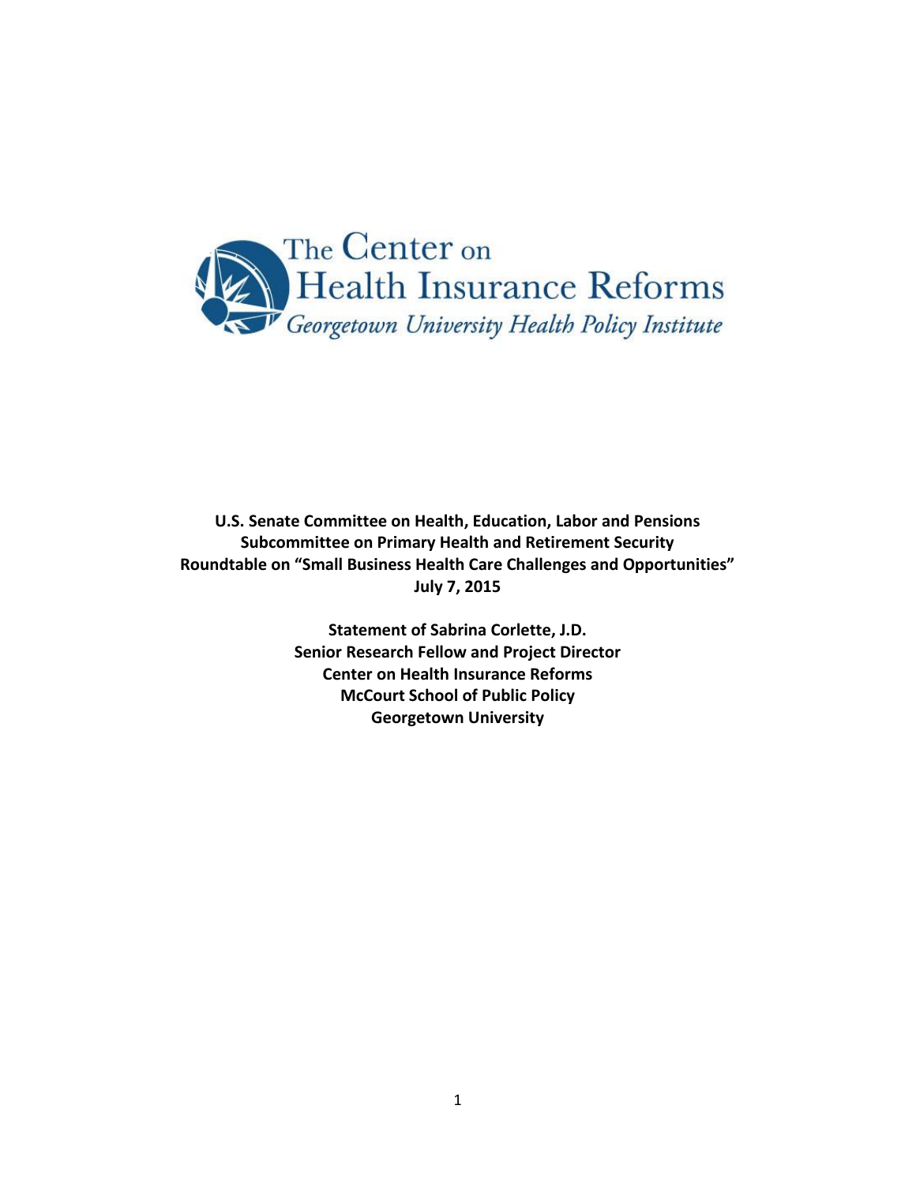The Center on Health Insurance Reforms

*Georgetown University Health Policy Institute*

**U.S. Senate Committee on Health, Education, Labor and Pensions**
**Subcommittee on Primary Health and Retirement Security**
**Roundtable on "Small Business Health Care Challenges and Opportunities"**
**July 7, 2015**

**Statement of Sabrina Corlette, J.D.**
**Senior Research Fellow and Project Director**
**Center on Health Insurance Reforms**
**McCourt School of Public Policy**
**Georgetown University**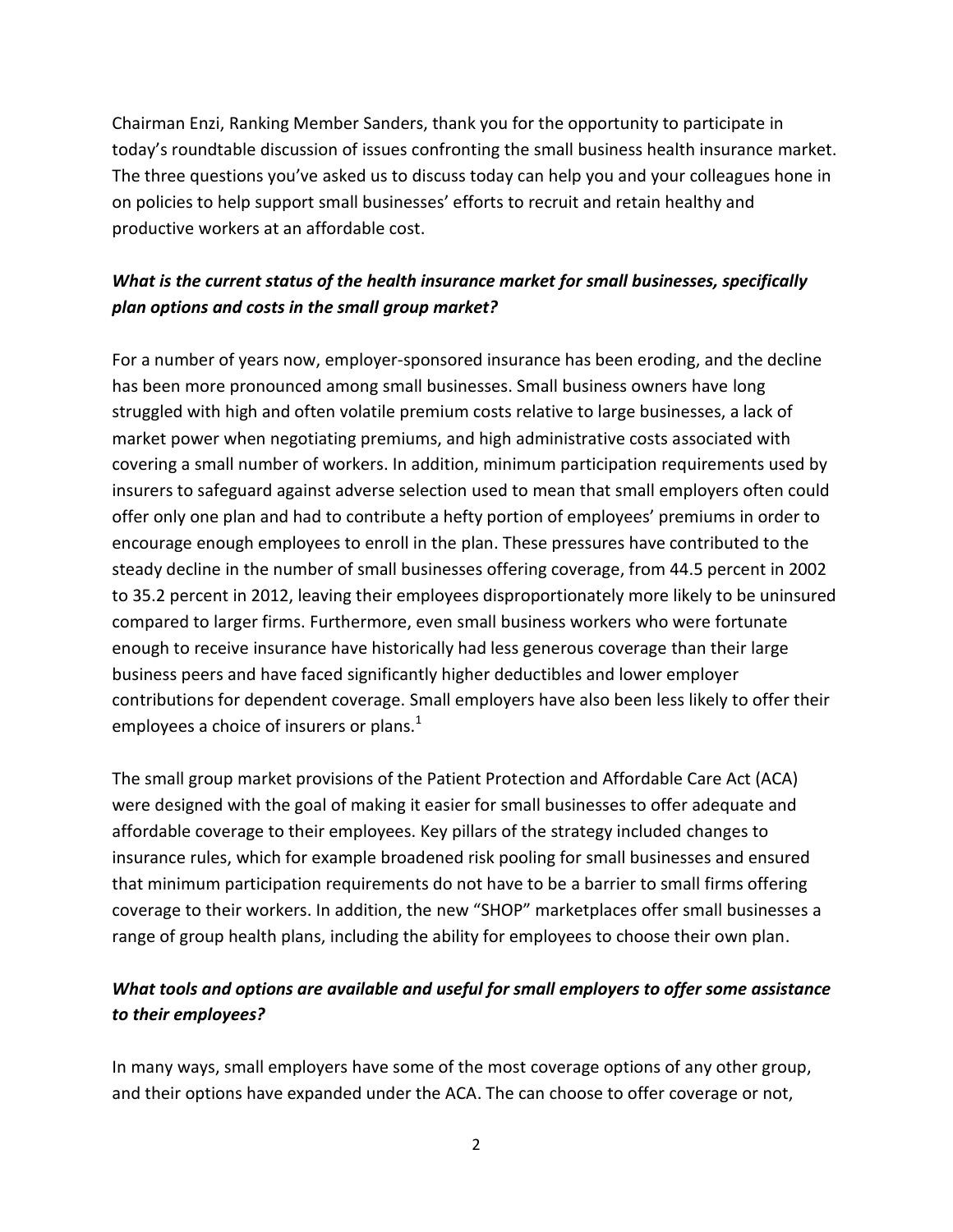Chairman Enzi, Ranking Member Sanders, thank you for the opportunity to participate in today's roundtable discussion of issues confronting the small business health insurance market. The three questions you've asked us to discuss today can help you and your colleagues hone in on policies to help support small businesses' efforts to recruit and retain healthy and productive workers at an affordable cost.

***What is the current status of the health insurance market for small businesses, specifically plan options and costs in the small group market?***

For a number of years now, employer-sponsored insurance has been eroding, and the decline has been more pronounced among small businesses. Small business owners have long struggled with high and often volatile premium costs relative to large businesses, a lack of market power when negotiating premiums, and high administrative costs associated with covering a small number of workers. In addition, minimum participation requirements used by insurers to safeguard against adverse selection used to mean that small employers often could offer only one plan and had to contribute a hefty portion of employees' premiums in order to encourage enough employees to enroll in the plan. These pressures have contributed to the steady decline in the number of small businesses offering coverage, from 44.5 percent in 2002 to 35.2 percent in 2012, leaving their employees disproportionately more likely to be uninsured compared to larger firms. Furthermore, even small business workers who were fortunate enough to receive insurance have historically had less generous coverage than their large business peers and have faced significantly higher deductibles and lower employer contributions for dependent coverage. Small employers have also been less likely to offer their employees a choice of insurers or plans.[1]

The small group market provisions of the Patient Protection and Affordable Care Act (ACA) were designed with the goal of making it easier for small businesses to offer adequate and affordable coverage to their employees. Key pillars of the strategy included changes to insurance rules, which for example broadened risk pooling for small businesses and ensured that minimum participation requirements do not have to be a barrier to small firms offering coverage to their workers. In addition, the new "SHOP" marketplaces offer small businesses a range of group health plans, including the ability for employees to choose their own plan.

***What tools and options are available and useful for small employers to offer some assistance to their employees?***

In many ways, small employers have some of the most coverage options of any other group, and their options have expanded under the ACA. The can choose to offer coverage or not,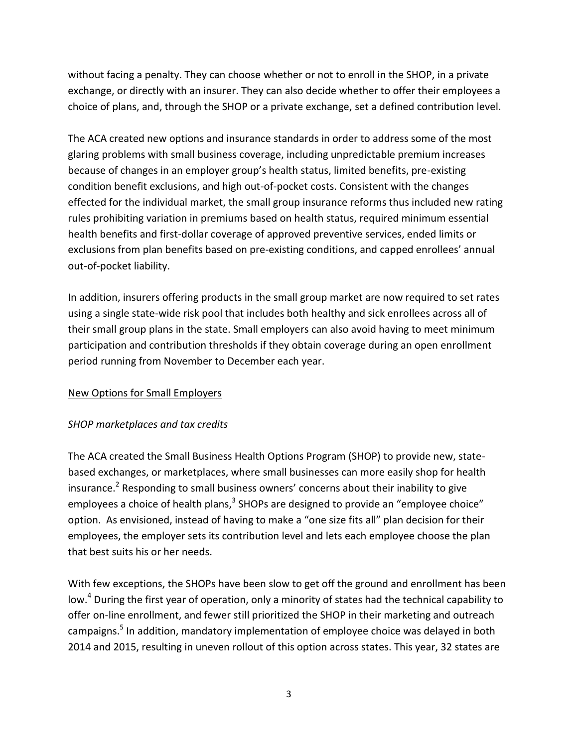without facing a penalty. They can choose whether or not to enroll in the SHOP, in a private exchange, or directly with an insurer. They can also decide whether to offer their employees a choice of plans, and, through the SHOP or a private exchange, set a defined contribution level.

The ACA created new options and insurance standards in order to address some of the most glaring problems with small business coverage, including unpredictable premium increases because of changes in an employer group's health status, limited benefits, pre-existing condition benefit exclusions, and high out-of-pocket costs. Consistent with the changes effected for the individual market, the small group insurance reforms thus included new rating rules prohibiting variation in premiums based on health status, required minimum essential health benefits and first-dollar coverage of approved preventive services, ended limits or exclusions from plan benefits based on pre-existing conditions, and capped enrollees' annual out-of-pocket liability.

In addition, insurers offering products in the small group market are now required to set rates using a single state-wide risk pool that includes both healthy and sick enrollees across all of their small group plans in the state. Small employers can also avoid having to meet minimum participation and contribution thresholds if they obtain coverage during an open enrollment period running from November to December each year.

## New Options for Small Employers

### *SHOP marketplaces and tax credits*

The ACA created the Small Business Health Options Program (SHOP) to provide new, state-based exchanges, or marketplaces, where small businesses can more easily shop for health insurance.[2] Responding to small business owners' concerns about their inability to give employees a choice of health plans,[3] SHOPs are designed to provide an "employee choice" option. As envisioned, instead of having to make a "one size fits all" plan decision for their employees, the employer sets its contribution level and lets each employee choose the plan that best suits his or her needs.

With few exceptions, the SHOPs have been slow to get off the ground and enrollment has been low.[4] During the first year of operation, only a minority of states had the technical capability to offer on-line enrollment, and fewer still prioritized the SHOP in their marketing and outreach campaigns.[5] In addition, mandatory implementation of employee choice was delayed in both 2014 and 2015, resulting in uneven rollout of this option across states. This year, 32 states are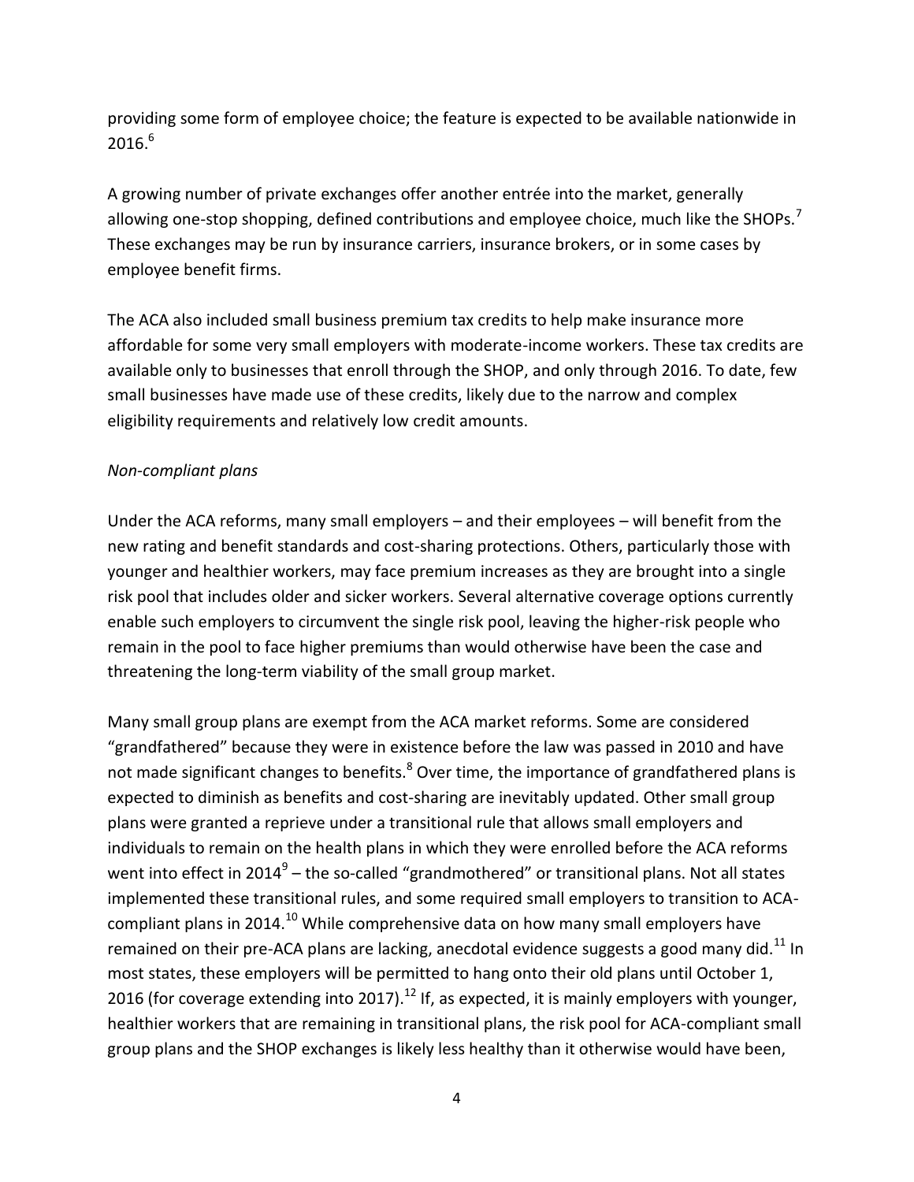providing some form of employee choice; the feature is expected to be available nationwide in 2016.[6]

A growing number of private exchanges offer another entrée into the market, generally allowing one-stop shopping, defined contributions and employee choice, much like the SHOPs.[7] These exchanges may be run by insurance carriers, insurance brokers, or in some cases by employee benefit firms.

The ACA also included small business premium tax credits to help make insurance more affordable for some very small employers with moderate-income workers. These tax credits are available only to businesses that enroll through the SHOP, and only through 2016. To date, few small businesses have made use of these credits, likely due to the narrow and complex eligibility requirements and relatively low credit amounts.

*Non-compliant plans*

Under the ACA reforms, many small employers – and their employees – will benefit from the new rating and benefit standards and cost-sharing protections. Others, particularly those with younger and healthier workers, may face premium increases as they are brought into a single risk pool that includes older and sicker workers. Several alternative coverage options currently enable such employers to circumvent the single risk pool, leaving the higher-risk people who remain in the pool to face higher premiums than would otherwise have been the case and threatening the long-term viability of the small group market.

Many small group plans are exempt from the ACA market reforms. Some are considered "grandfathered" because they were in existence before the law was passed in 2010 and have not made significant changes to benefits.[8] Over time, the importance of grandfathered plans is expected to diminish as benefits and cost-sharing are inevitably updated. Other small group plans were granted a reprieve under a transitional rule that allows small employers and individuals to remain on the health plans in which they were enrolled before the ACA reforms went into effect in 2014[9] – the so-called "grandmothered" or transitional plans. Not all states implemented these transitional rules, and some required small employers to transition to ACA-compliant plans in 2014.[10] While comprehensive data on how many small employers have remained on their pre-ACA plans are lacking, anecdotal evidence suggests a good many did.[11] In most states, these employers will be permitted to hang onto their old plans until October 1, 2016 (for coverage extending into 2017).[12] If, as expected, it is mainly employers with younger, healthier workers that are remaining in transitional plans, the risk pool for ACA-compliant small group plans and the SHOP exchanges is likely less healthy than it otherwise would have been,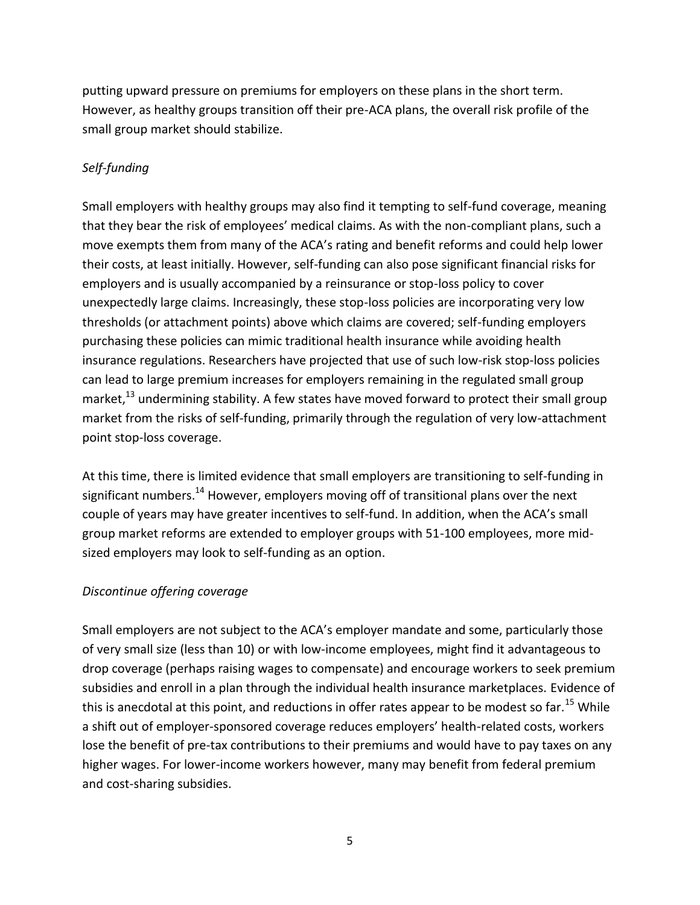putting upward pressure on premiums for employers on these plans in the short term. However, as healthy groups transition off their pre-ACA plans, the overall risk profile of the small group market should stabilize.

*Self-funding*

Small employers with healthy groups may also find it tempting to self-fund coverage, meaning that they bear the risk of employees' medical claims. As with the non-compliant plans, such a move exempts them from many of the ACA's rating and benefit reforms and could help lower their costs, at least initially. However, self-funding can also pose significant financial risks for employers and is usually accompanied by a reinsurance or stop-loss policy to cover unexpectedly large claims. Increasingly, these stop-loss policies are incorporating very low thresholds (or attachment points) above which claims are covered; self-funding employers purchasing these policies can mimic traditional health insurance while avoiding health insurance regulations. Researchers have projected that use of such low-risk stop-loss policies can lead to large premium increases for employers remaining in the regulated small group market,[13] undermining stability. A few states have moved forward to protect their small group market from the risks of self-funding, primarily through the regulation of very low-attachment point stop-loss coverage.

At this time, there is limited evidence that small employers are transitioning to self-funding in significant numbers.[14] However, employers moving off of transitional plans over the next couple of years may have greater incentives to self-fund. In addition, when the ACA's small group market reforms are extended to employer groups with 51-100 employees, more mid-sized employers may look to self-funding as an option.

*Discontinue offering coverage*

Small employers are not subject to the ACA's employer mandate and some, particularly those of very small size (less than 10) or with low-income employees, might find it advantageous to drop coverage (perhaps raising wages to compensate) and encourage workers to seek premium subsidies and enroll in a plan through the individual health insurance marketplaces. Evidence of this is anecdotal at this point, and reductions in offer rates appear to be modest so far.[15] While a shift out of employer-sponsored coverage reduces employers' health-related costs, workers lose the benefit of pre-tax contributions to their premiums and would have to pay taxes on any higher wages. For lower-income workers however, many may benefit from federal premium and cost-sharing subsidies.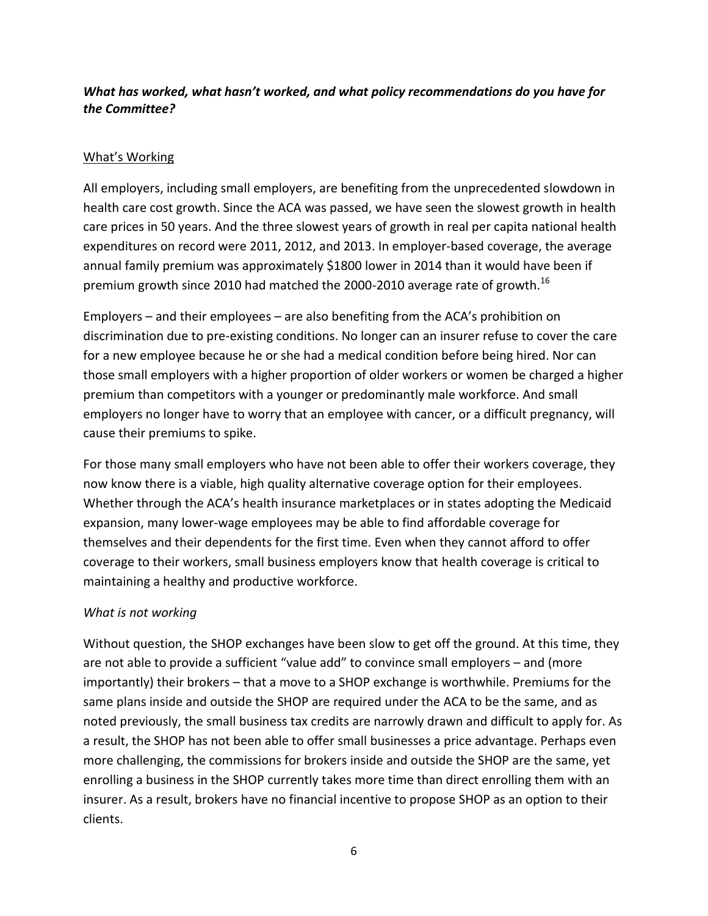***What has worked, what hasn't worked, and what policy recommendations do you have for the Committee?***

<u>What's Working</u>

All employers, including small employers, are benefiting from the unprecedented slowdown in health care cost growth. Since the ACA was passed, we have seen the slowest growth in health care prices in 50 years. And the three slowest years of growth in real per capita national health expenditures on record were 2011, 2012, and 2013. In employer-based coverage, the average annual family premium was approximately $1800 lower in 2014 than it would have been if premium growth since 2010 had matched the 2000-2010 average rate of growth.[16]

Employers – and their employees – are also benefiting from the ACA's prohibition on discrimination due to pre-existing conditions. No longer can an insurer refuse to cover the care for a new employee because he or she had a medical condition before being hired. Nor can those small employers with a higher proportion of older workers or women be charged a higher premium than competitors with a younger or predominantly male workforce. And small employers no longer have to worry that an employee with cancer, or a difficult pregnancy, will cause their premiums to spike.

For those many small employers who have not been able to offer their workers coverage, they now know there is a viable, high quality alternative coverage option for their employees. Whether through the ACA's health insurance marketplaces or in states adopting the Medicaid expansion, many lower-wage employees may be able to find affordable coverage for themselves and their dependents for the first time. Even when they cannot afford to offer coverage to their workers, small business employers know that health coverage is critical to maintaining a healthy and productive workforce.

*What is not working*

Without question, the SHOP exchanges have been slow to get off the ground. At this time, they are not able to provide a sufficient "value add" to convince small employers – and (more importantly) their brokers – that a move to a SHOP exchange is worthwhile. Premiums for the same plans inside and outside the SHOP are required under the ACA to be the same, and as noted previously, the small business tax credits are narrowly drawn and difficult to apply for. As a result, the SHOP has not been able to offer small businesses a price advantage. Perhaps even more challenging, the commissions for brokers inside and outside the SHOP are the same, yet enrolling a business in the SHOP currently takes more time than direct enrolling them with an insurer. As a result, brokers have no financial incentive to propose SHOP as an option to their clients.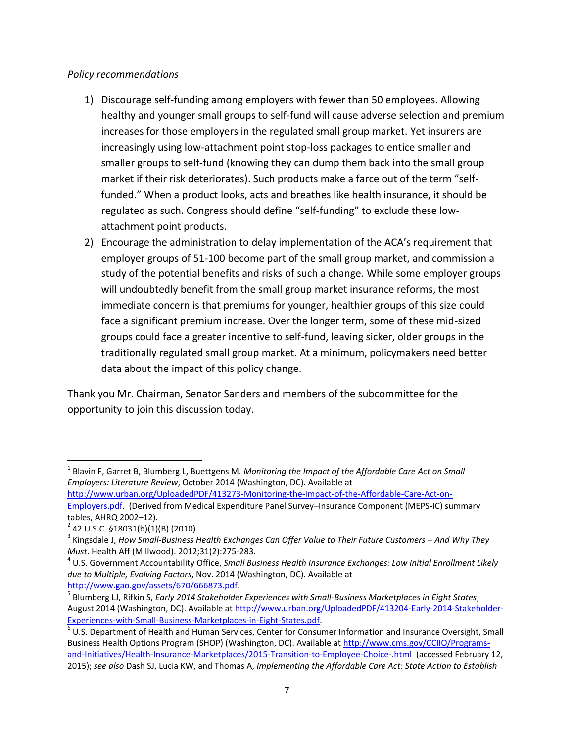*Policy recommendations*

1) Discourage self-funding among employers with fewer than 50 employees. Allowing healthy and younger small groups to self-fund will cause adverse selection and premium increases for those employers in the regulated small group market. Yet insurers are increasingly using low-attachment point stop-loss packages to entice smaller and smaller groups to self-fund (knowing they can dump them back into the small group market if their risk deteriorates). Such products make a farce out of the term "self-funded." When a product looks, acts and breathes like health insurance, it should be regulated as such. Congress should define "self-funding" to exclude these low-attachment point products.
2) Encourage the administration to delay implementation of the ACA's requirement that employer groups of 51-100 become part of the small group market, and commission a study of the potential benefits and risks of such a change. While some employer groups will undoubtedly benefit from the small group market insurance reforms, the most immediate concern is that premiums for younger, healthier groups of this size could face a significant premium increase. Over the longer term, some of these mid-sized groups could face a greater incentive to self-fund, leaving sicker, older groups in the traditionally regulated small group market. At a minimum, policymakers need better data about the impact of this policy change.

Thank you Mr. Chairman, Senator Sanders and members of the subcommittee for the opportunity to join this discussion today.

---

[1] Blavin F, Garret B, Blumberg L, Buettgens M. *Monitoring the Impact of the Affordable Care Act on Small Employers: Literature Review*, October 2014 (Washington, DC). Available at http://www.urban.org/UploadedPDF/413273-Monitoring-the-Impact-of-the-Affordable-Care-Act-on-Employers.pdf. (Derived from Medical Expenditure Panel Survey–Insurance Component (MEPS-IC) summary tables, AHRQ 2002–12).

[2] 42 U.S.C. §18031(b)(1)(B) (2010).

[3] Kingsdale J, *How Small-Business Health Exchanges Can Offer Value to Their Future Customers – And Why They Must*. Health Aff (Millwood). 2012;31(2):275-283.

[4] U.S. Government Accountability Office, *Small Business Health Insurance Exchanges: Low Initial Enrollment Likely due to Multiple, Evolving Factors*, Nov. 2014 (Washington, DC). Available at http://www.gao.gov/assets/670/666873.pdf.

[5] Blumberg LJ, Rifkin S, *Early 2014 Stakeholder Experiences with Small-Business Marketplaces in Eight States*, August 2014 (Washington, DC). Available at http://www.urban.org/UploadedPDF/413204-Early-2014-Stakeholder-Experiences-with-Small-Business-Marketplaces-in-Eight-States.pdf.

[6] U.S. Department of Health and Human Services, Center for Consumer Information and Insurance Oversight, Small Business Health Options Program (SHOP) (Washington, DC). Available at http://www.cms.gov/CCIIO/Programs-and-Initiatives/Health-Insurance-Marketplaces/2015-Transition-to-Employee-Choice-.html (accessed February 12, 2015); *see also* Dash SJ, Lucia KW, and Thomas A, *Implementing the Affordable Care Act: State Action to Establish*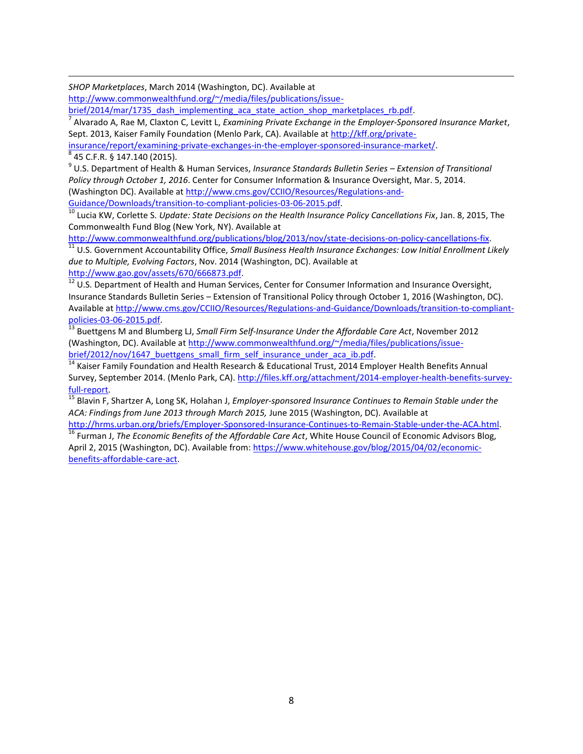*SHOP Marketplaces*, March 2014 (Washington, DC). Available at http://www.commonwealthfund.org/~/media/files/publications/issue-brief/2014/mar/1735_dash_implementing_aca_state_action_shop_marketplaces_rb.pdf.

[7] Alvarado A, Rae M, Claxton C, Levitt L, *Examining Private Exchange in the Employer-Sponsored Insurance Market*, Sept. 2013, Kaiser Family Foundation (Menlo Park, CA). Available at http://kff.org/private-insurance/report/examining-private-exchanges-in-the-employer-sponsored-insurance-market/.

[8] 45 C.F.R. § 147.140 (2015).

[9] U.S. Department of Health & Human Services, *Insurance Standards Bulletin Series – Extension of Transitional Policy through October 1, 2016*. Center for Consumer Information & Insurance Oversight, Mar. 5, 2014. (Washington DC). Available at http://www.cms.gov/CCIIO/Resources/Regulations-and-Guidance/Downloads/transition-to-compliant-policies-03-06-2015.pdf.

[10] Lucia KW, Corlette S. *Update: State Decisions on the Health Insurance Policy Cancellations Fix*, Jan. 8, 2015, The Commonwealth Fund Blog (New York, NY). Available at http://www.commonwealthfund.org/publications/blog/2013/nov/state-decisions-on-policy-cancellations-fix.

[11] U.S. Government Accountability Office, *Small Business Health Insurance Exchanges: Low Initial Enrollment Likely due to Multiple, Evolving Factors*, Nov. 2014 (Washington, DC). Available at http://www.gao.gov/assets/670/666873.pdf.

[12] U.S. Department of Health and Human Services, Center for Consumer Information and Insurance Oversight, Insurance Standards Bulletin Series – Extension of Transitional Policy through October 1, 2016 (Washington, DC). Available at http://www.cms.gov/CCIIO/Resources/Regulations-and-Guidance/Downloads/transition-to-compliant-policies-03-06-2015.pdf.

[13] Buettgens M and Blumberg LJ, *Small Firm Self-Insurance Under the Affordable Care Act*, November 2012 (Washington, DC). Available at http://www.commonwealthfund.org/~/media/files/publications/issue-brief/2012/nov/1647_buettgens_small_firm_self_insurance_under_aca_ib.pdf.

[14] Kaiser Family Foundation and Health Research & Educational Trust, 2014 Employer Health Benefits Annual Survey, September 2014. (Menlo Park, CA). http://files.kff.org/attachment/2014-employer-health-benefits-survey-full-report.

[15] Blavin F, Shartzer A, Long SK, Holahan J, *Employer-sponsored Insurance Continues to Remain Stable under the ACA: Findings from June 2013 through March 2015,* June 2015 (Washington, DC). Available at http://hrms.urban.org/briefs/Employer-Sponsored-Insurance-Continues-to-Remain-Stable-under-the-ACA.html.

[16] Furman J, *The Economic Benefits of the Affordable Care Act*, White House Council of Economic Advisors Blog, April 2, 2015 (Washington, DC). Available from: https://www.whitehouse.gov/blog/2015/04/02/economic-benefits-affordable-care-act.